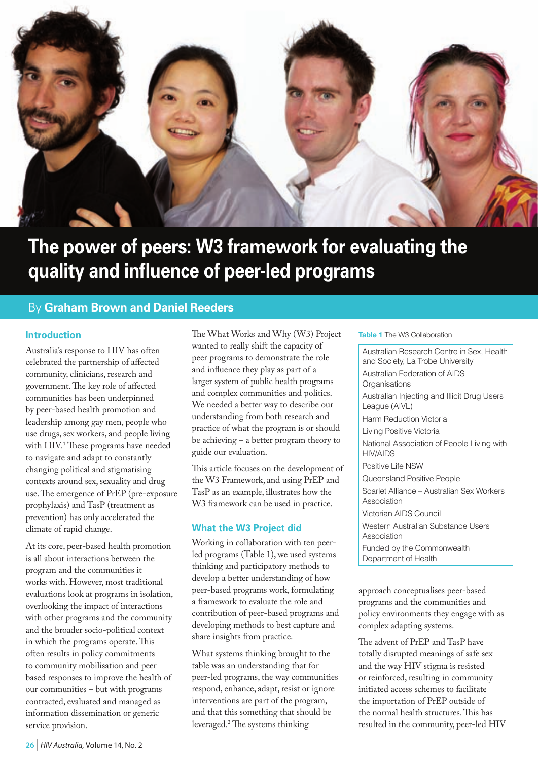# The power of peers: W3 framework for evaluating the quality and influence of peer-led programs

By **Graham Brown and Daniel Reeders**

## Introduction

Australia's response to HIV has often celebrated the partnership of affected community, clinicians, research and government. The key role of affected communities has been underpinned by peer-based health promotion and leadership among gay men, people who use drugs, sex workers, and people living with HIV.[1] These programs have needed to navigate and adapt to constantly changing political and stigmatising contexts around sex, sexuality and drug use. The emergence of PrEP (pre-exposure prophylaxis) and TasP (treatment as prevention) has only accelerated the climate of rapid change.

At its core, peer-based health promotion is all about interactions between the program and the communities it works with. However, most traditional evaluations look at programs in isolation, overlooking the impact of interactions with other programs and the community and the broader socio-political context in which the programs operate. This often results in policy commitments to community mobilisation and peer based responses to improve the health of our communities – but with programs contracted, evaluated and managed as information dissemination or generic service provision.

The What Works and Why (W3) Project wanted to really shift the capacity of peer programs to demonstrate the role and influence they play as part of a larger system of public health programs and complex communities and politics. We needed a better way to describe our understanding from both research and practice of what the program is or should be achieving – a better program theory to guide our evaluation.

This article focuses on the development of the W3 Framework, and using PrEP and TasP as an example, illustrates how the W3 framework can be used in practice.

## What the W3 Project did

Working in collaboration with ten peer-led programs (Table 1), we used systems thinking and participatory methods to develop a better understanding of how peer-based programs work, formulating a framework to evaluate the role and contribution of peer-based programs and developing methods to best capture and share insights from practice.

What systems thinking brought to the table was an understanding that for peer-led programs, the way communities respond, enhance, adapt, resist or ignore interventions are part of the program, and that this something that should be leveraged.[2] The systems thinking approach conceptualises peer-based programs and the communities and policy environments they engage with as complex adapting systems.

**Table 1** The W3 Collaboration

| |
|---|
| Australian Research Centre in Sex, Health and Society, La Trobe University |
| Australian Federation of AIDS Organisations |
| Australian Injecting and Illicit Drug Users League (AIVL) |
| Harm Reduction Victoria |
| Living Positive Victoria |
| National Association of People Living with HIV/AIDS |
| Positive Life NSW |
| Queensland Positive People |
| Scarlet Alliance – Australian Sex Workers Association |
| Victorian AIDS Council |
| Western Australian Substance Users Association |
| Funded by the Commonwealth Department of Health |

The advent of PrEP and TasP have totally disrupted meanings of safe sex and the way HIV stigma is resisted or reinforced, resulting in community initiated access schemes to facilitate the importation of PrEP outside of the normal health structures. This has resulted in the community, peer-led HIV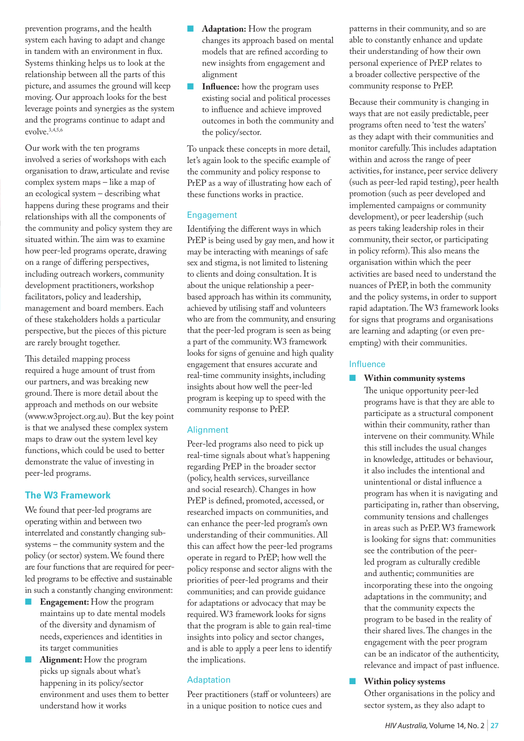prevention programs, and the health system each having to adapt and change in tandem with an environment in flux. Systems thinking helps us to look at the relationship between all the parts of this picture, and assumes the ground will keep moving. Our approach looks for the best leverage points and synergies as the system and the programs continue to adapt and evolve.[3,4,5,6]

Our work with the ten programs involved a series of workshops with each organisation to draw, articulate and revise complex system maps – like a map of an ecological system – describing what happens during these programs and their relationships with all the components of the community and policy system they are situated within. The aim was to examine how peer-led programs operate, drawing on a range of differing perspectives, including outreach workers, community development practitioners, workshop facilitators, policy and leadership, management and board members. Each of these stakeholders holds a particular perspective, but the pieces of this picture are rarely brought together.

This detailed mapping process required a huge amount of trust from our partners, and was breaking new ground. There is more detail about the approach and methods on our website (www.w3project.org.au). But the key point is that we analysed these complex system maps to draw out the system level key functions, which could be used to better demonstrate the value of investing in peer-led programs.

## The W3 Framework

We found that peer-led programs are operating within and between two interrelated and constantly changing sub-systems – the community system and the policy (or sector) system. We found there are four functions that are required for peer-led programs to be effective and sustainable in such a constantly changing environment:

- **Engagement:** How the program maintains up to date mental models of the diversity and dynamism of needs, experiences and identities in its target communities
- **Alignment:** How the program picks up signals about what's happening in its policy/sector environment and uses them to better understand how it works
- **Adaptation:** How the program changes its approach based on mental models that are refined according to new insights from engagement and alignment
- **Influence:** how the program uses existing social and political processes to influence and achieve improved outcomes in both the community and the policy/sector.

To unpack these concepts in more detail, let's again look to the specific example of the community and policy response to PrEP as a way of illustrating how each of these functions works in practice.

### Engagement

Identifying the different ways in which PrEP is being used by gay men, and how it may be interacting with meanings of safe sex and stigma, is not limited to listening to clients and doing consultation. It is about the unique relationship a peer-based approach has within its community, achieved by utilising staff and volunteers who are from the community, and ensuring that the peer-led program is seen as being a part of the community. W3 framework looks for signs of genuine and high quality engagement that ensures accurate and real-time community insights, including insights about how well the peer-led program is keeping up to speed with the community response to PrEP.

### Alignment

Peer-led programs also need to pick up real-time signals about what's happening regarding PrEP in the broader sector (policy, health services, surveillance and social research). Changes in how PrEP is defined, promoted, accessed, or researched impacts on communities, and can enhance the peer-led program's own understanding of their communities. All this can affect how the peer-led programs operate in regard to PrEP; how well the policy response and sector aligns with the priorities of peer-led programs and their communities; and can provide guidance for adaptations or advocacy that may be required. W3 framework looks for signs that the program is able to gain real-time insights into policy and sector changes, and is able to apply a peer lens to identify the implications.

### Adaptation

Peer practitioners (staff or volunteers) are in a unique position to notice cues and patterns in their community, and so are able to constantly enhance and update their understanding of how their own personal experience of PrEP relates to a broader collective perspective of the community response to PrEP.

Because their community is changing in ways that are not easily predictable, peer programs often need to 'test the waters' as they adapt with their communities and monitor carefully. This includes adaptation within and across the range of peer activities, for instance, peer service delivery (such as peer-led rapid testing), peer health promotion (such as peer developed and implemented campaigns or community development), or peer leadership (such as peers taking leadership roles in their community, their sector, or participating in policy reform). This also means the organisation within which the peer activities are based need to understand the nuances of PrEP, in both the community and the policy systems, in order to support rapid adaptation. The W3 framework looks for signs that programs and organisations are learning and adapting (or even pre-empting) with their communities.

### Influence

- **Within community systems**
  The unique opportunity peer-led programs have is that they are able to participate as a structural component within their community, rather than intervene on their community. While this still includes the usual changes in knowledge, attitudes or behaviour, it also includes the intentional and unintentional or distal influence a program has when it is navigating and participating in, rather than observing, community tensions and challenges in areas such as PrEP. W3 framework is looking for signs that: communities see the contribution of the peer-led program as culturally credible and authentic; communities are incorporating these into the ongoing adaptations in the community; and that the community expects the program to be based in the reality of their shared lives. The changes in the engagement with the peer program can be an indicator of the authenticity, relevance and impact of past influence.

- **Within policy systems**
  Other organisations in the policy and sector system, as they also adapt to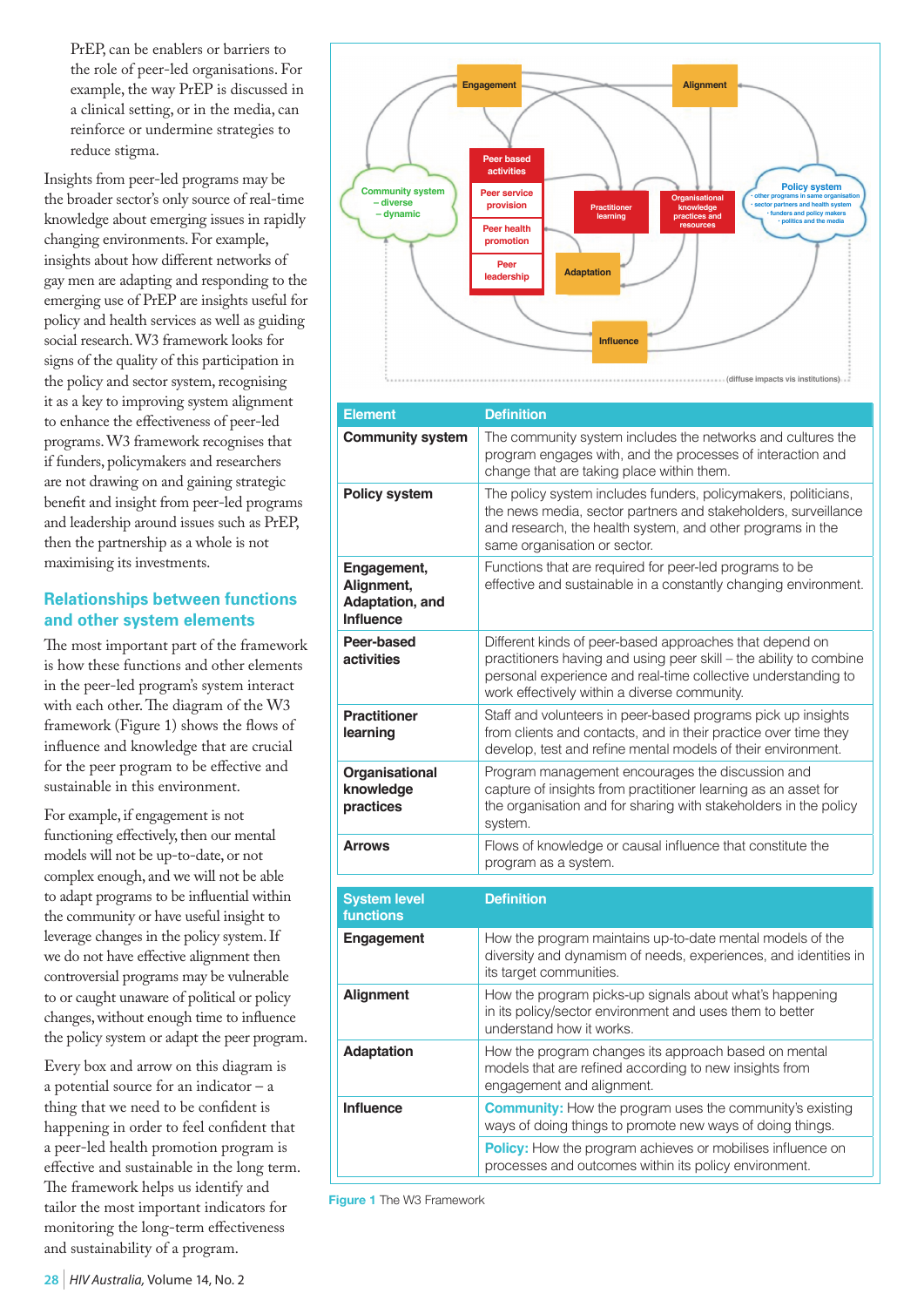PrEP, can be enablers or barriers to the role of peer-led organisations. For example, the way PrEP is discussed in a clinical setting, or in the media, can reinforce or undermine strategies to reduce stigma.

Insights from peer-led programs may be the broader sector's only source of real-time knowledge about emerging issues in rapidly changing environments. For example, insights about how different networks of gay men are adapting and responding to the emerging use of PrEP are insights useful for policy and health services as well as guiding social research. W3 framework looks for signs of the quality of this participation in the policy and sector system, recognising it as a key to improving system alignment to enhance the effectiveness of peer-led programs. W3 framework recognises that if funders, policymakers and researchers are not drawing on and gaining strategic benefit and insight from peer-led programs and leadership around issues such as PrEP, then the partnership as a whole is not maximising its investments.

## Relationships between functions and other system elements

The most important part of the framework is how these functions and other elements in the peer-led program's system interact with each other. The diagram of the W3 framework (Figure 1) shows the flows of influence and knowledge that are crucial for the peer program to be effective and sustainable in this environment.

For example, if engagement is not functioning effectively, then our mental models will not be up-to-date, or not complex enough, and we will not be able to adapt programs to be influential within the community or have useful insight to leverage changes in the policy system. If we do not have effective alignment then controversial programs may be vulnerable to or caught unaware of political or policy changes, without enough time to influence the policy system or adapt the peer program.

Every box and arrow on this diagram is a potential source for an indicator – a thing that we need to be confident is happening in order to feel confident that a peer-led health promotion program is effective and sustainable in the long term. The framework helps us identify and tailor the most important indicators for monitoring the long-term effectiveness and sustainability of a program.

| Element | Definition |
|---|---|
| **Community system** | The community system includes the networks and cultures the program engages with, and the processes of interaction and change that are taking place within them. |
| **Policy system** | The policy system includes funders, policymakers, politicians, the news media, sector partners and stakeholders, surveillance and research, the health system, and other programs in the same organisation or sector. |
| **Engagement, Alignment, Adaptation, and Influence** | Functions that are required for peer-led programs to be effective and sustainable in a constantly changing environment. |
| **Peer-based activities** | Different kinds of peer-based approaches that depend on practitioners having and using peer skill – the ability to combine personal experience and real-time collective understanding to work effectively within a diverse community. |
| **Practitioner learning** | Staff and volunteers in peer-based programs pick up insights from clients and contacts, and in their practice over time they develop, test and refine mental models of their environment. |
| **Organisational knowledge practices** | Program management encourages the discussion and capture of insights from practitioner learning as an asset for the organisation and for sharing with stakeholders in the policy system. |
| **Arrows** | Flows of knowledge or causal influence that constitute the program as a system. |

| System level functions | Definition |
|---|---|
| **Engagement** | How the program maintains up-to-date mental models of the diversity and dynamism of needs, experiences, and identities in its target communities. |
| **Alignment** | How the program picks-up signals about what's happening in its policy/sector environment and uses them to better understand how it works. |
| **Adaptation** | How the program changes its approach based on mental models that are refined according to new insights from engagement and alignment. |
| **Influence** | **Community:** How the program uses the community's existing ways of doing things to promote new ways of doing things. |
| | **Policy:** How the program achieves or mobilises influence on processes and outcomes within its policy environment. |

**Figure 1** The W3 Framework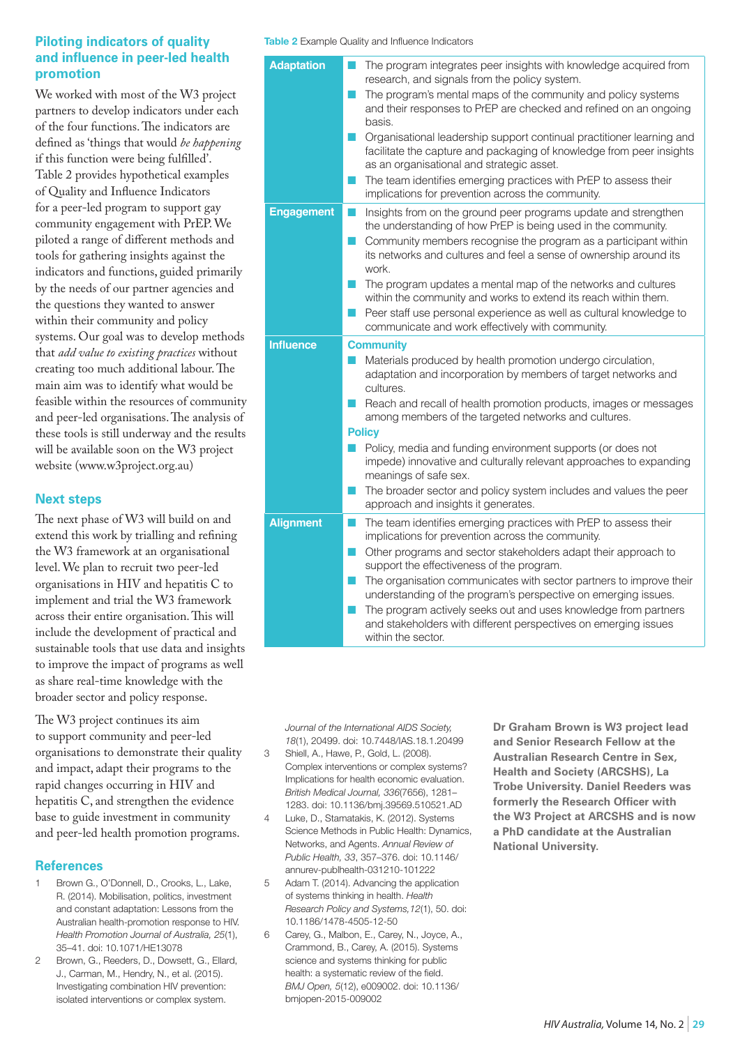## Piloting indicators of quality and influence in peer-led health promotion

We worked with most of the W3 project partners to develop indicators under each of the four functions. The indicators are defined as 'things that would *be happening* if this function were being fulfilled'. Table 2 provides hypothetical examples of Quality and Influence Indicators for a peer-led program to support gay community engagement with PrEP. We piloted a range of different methods and tools for gathering insights against the indicators and functions, guided primarily by the needs of our partner agencies and the questions they wanted to answer within their community and policy systems. Our goal was to develop methods that *add value to existing practices* without creating too much additional labour. The main aim was to identify what would be feasible within the resources of community and peer-led organisations. The analysis of these tools is still underway and the results will be available soon on the W3 project website (www.w3project.org.au)

**Table 2** Example Quality and Influence Indicators

| | |
|---|---|
| **Adaptation** | ■ The program integrates peer insights with knowledge acquired from research, and signals from the policy system.<br>■ The program's mental maps of the community and policy systems and their responses to PrEP are checked and refined on an ongoing basis.<br>■ Organisational leadership support continual practitioner learning and facilitate the capture and packaging of knowledge from peer insights as an organisational and strategic asset.<br>■ The team identifies emerging practices with PrEP to assess their implications for prevention across the community. |
| **Engagement** | ■ Insights from on the ground peer programs update and strengthen the understanding of how PrEP is being used in the community.<br>■ Community members recognise the program as a participant within its networks and cultures and feel a sense of ownership around its work.<br>■ The program updates a mental map of the networks and cultures within the community and works to extend its reach within them.<br>■ Peer staff use personal experience as well as cultural knowledge to communicate and work effectively with community. |
| **Influence** | **Community**<br>■ Materials produced by health promotion undergo circulation, adaptation and incorporation by members of target networks and cultures.<br>■ Reach and recall of health promotion products, images or messages among members of the targeted networks and cultures.<br>**Policy**<br>■ Policy, media and funding environment supports (or does not impede) innovative and culturally relevant approaches to expanding meanings of safe sex.<br>■ The broader sector and policy system includes and values the peer approach and insights it generates. |
| **Alignment** | ■ The team identifies emerging practices with PrEP to assess their implications for prevention across the community.<br>■ Other programs and sector stakeholders adapt their approach to support the effectiveness of the program.<br>■ The organisation communicates with sector partners to improve their understanding of the program's perspective on emerging issues.<br>■ The program actively seeks out and uses knowledge from partners and stakeholders with different perspectives on emerging issues within the sector. |

## Next steps

The next phase of W3 will build on and extend this work by trialling and refining the W3 framework at an organisational level. We plan to recruit two peer-led organisations in HIV and hepatitis C to implement and trial the W3 framework across their entire organisation. This will include the development of practical and sustainable tools that use data and insights to improve the impact of programs as well as share real-time knowledge with the broader sector and policy response.

The W3 project continues its aim to support community and peer-led organisations to demonstrate their quality and impact, adapt their programs to the rapid changes occurring in HIV and hepatitis C, and strengthen the evidence base to guide investment in community and peer-led health promotion programs.

## References

1. Brown G., O'Donnell, D., Crooks, L., Lake, R. (2014). Mobilisation, politics, investment and constant adaptation: Lessons from the Australian health-promotion response to HIV. *Health Promotion Journal of Australia, 25*(1), 35–41. doi: 10.1071/HE13078
2. Brown, G., Reeders, D., Dowsett, G., Ellard, J., Carman, M., Hendry, N., et al. (2015). Investigating combination HIV prevention: isolated interventions or complex system. *Journal of the International AIDS Society, 18*(1), 20499. doi: 10.7448/IAS.18.1.20499
3. Shiell, A., Hawe, P., Gold, L. (2008). Complex interventions or complex systems? Implications for health economic evaluation. *British Medical Journal, 336*(7656), 1281–1283. doi: 10.1136/bmj.39569.510521.AD
4. Luke, D., Stamatakis, K. (2012). Systems Science Methods in Public Health: Dynamics, Networks, and Agents. *Annual Review of Public Health, 33*, 357–376. doi: 10.1146/annurev-publhealth-031210-101222
5. Adam T. (2014). Advancing the application of systems thinking in health. *Health Research Policy and Systems,12*(1), 50. doi: 10.1186/1478-4505-12-50
6. Carey, G., Malbon, E., Carey, N., Joyce, A., Crammond, B., Carey, A. (2015). Systems science and systems thinking for public health: a systematic review of the field. *BMJ Open, 5*(12), e009002. doi: 10.1136/bmjopen-2015-009002

**Dr Graham Brown is W3 project lead and Senior Research Fellow at the Australian Research Centre in Sex, Health and Society (ARCSHS), La Trobe University. Daniel Reeders was formerly the Research Officer with the W3 Project at ARCSHS and is now a PhD candidate at the Australian National University.**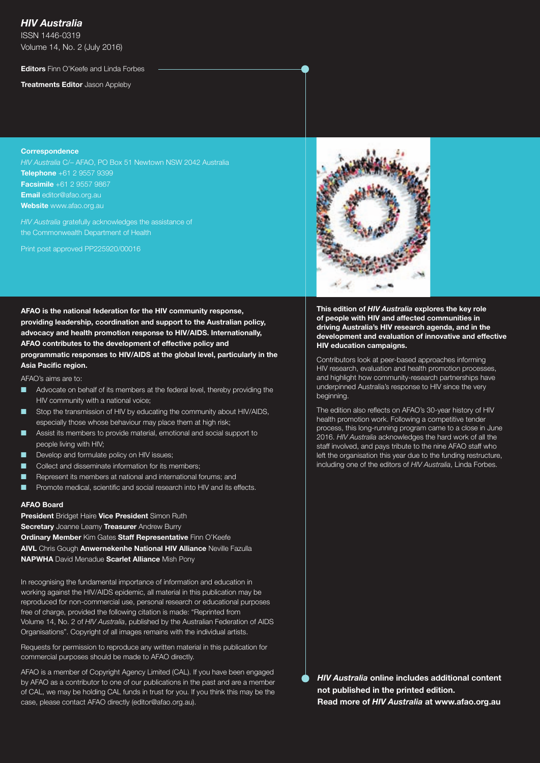***HIV Australia***

ISSN 1446-0319

Volume 14, No. 2 (July 2016)

**Editors** Finn O'Keefe and Linda Forbes

**Treatments Editor** Jason Appleby

**Correspondence**

*HIV Australia* C/– AFAO, PO Box 51 Newtown NSW 2042 Australia

**Telephone** +61 2 9557 9399

**Facsimile** +61 2 9557 9867

**Email** editor@afao.org.au

**Website** www.afao.org.au

*HIV Australia* gratefully acknowledges the assistance of the Commonwealth Department of Health

Print post approved PP225920/00016

**This edition of *HIV Australia* explores the key role of people with HIV and affected communities in driving Australia's HIV research agenda, and in the development and evaluation of innovative and effective HIV education campaigns.**

Contributors look at peer-based approaches informing HIV research, evaluation and health promotion processes, and highlight how community-research partnerships have underpinned Australia's response to HIV since the very beginning.

The edition also reflects on AFAO's 30-year history of HIV health promotion work. Following a competitive tender process, this long-running program came to a close in June 2016. *HIV Australia* acknowledges the hard work of all the staff involved, and pays tribute to the nine AFAO staff who left the organisation this year due to the funding restructure, including one of the editors of *HIV Australia*, Linda Forbes.

**AFAO is the national federation for the HIV community response, providing leadership, coordination and support to the Australian policy, advocacy and health promotion response to HIV/AIDS. Internationally, AFAO contributes to the development of effective policy and programmatic responses to HIV/AIDS at the global level, particularly in the Asia Pacific region.**

AFAO's aims are to:

- Advocate on behalf of its members at the federal level, thereby providing the HIV community with a national voice;
- Stop the transmission of HIV by educating the community about HIV/AIDS, especially those whose behaviour may place them at high risk;
- Assist its members to provide material, emotional and social support to people living with HIV;
- Develop and formulate policy on HIV issues;
- Collect and disseminate information for its members;
- Represent its members at national and international forums; and
- Promote medical, scientific and social research into HIV and its effects.

**AFAO Board**

**President** Bridget Haire **Vice President** Simon Ruth

**Secretary** Joanne Leamy **Treasurer** Andrew Burry

**Ordinary Member** Kim Gates **Staff Representative** Finn O'Keefe

**AIVL** Chris Gough **Anwernekenhe National HIV Alliance** Neville Fazulla

**NAPWHA** David Menadue **Scarlet Alliance** Mish Pony

In recognising the fundamental importance of information and education in working against the HIV/AIDS epidemic, all material in this publication may be reproduced for non-commercial use, personal research or educational purposes free of charge, provided the following citation is made: "Reprinted from Volume 14, No. 2 of *HIV Australia*, published by the Australian Federation of AIDS Organisations". Copyright of all images remains with the individual artists.

Requests for permission to reproduce any written material in this publication for commercial purposes should be made to AFAO directly.

AFAO is a member of Copyright Agency Limited (CAL). If you have been engaged by AFAO as a contributor to one of our publications in the past and are a member of CAL, we may be holding CAL funds in trust for you. If you think this may be the case, please contact AFAO directly (editor@afao.org.au).

***HIV Australia* online includes additional content not published in the printed edition. Read more of *HIV Australia* at www.afao.org.au**